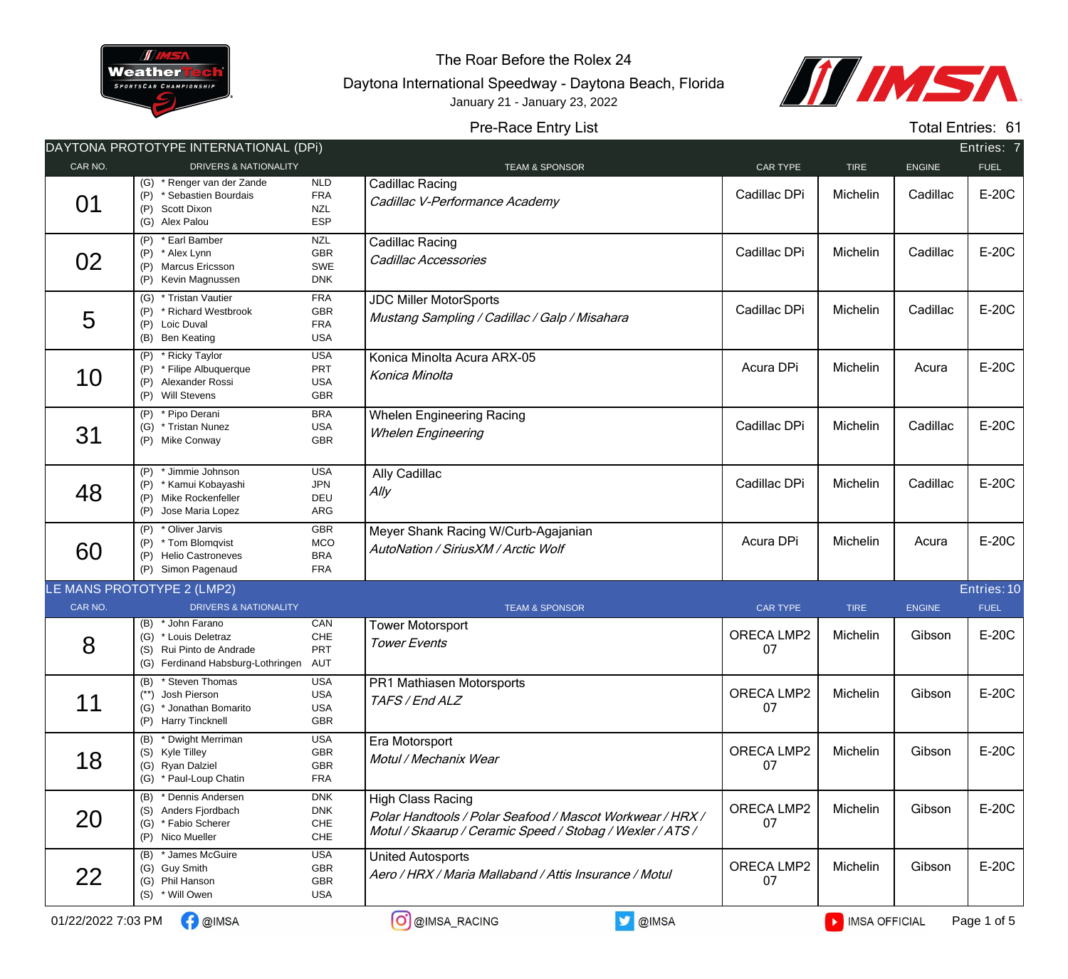# The Roar Before the Rolex 24

Daytona International Speedway - Daytona Beach, Florida

January 21 - January 23, 2022

Pre-Race Entry List

Total Entries: 61

## DAYTONA PROTOTYPE INTERNATIONAL (DPi)

Entries: 7

| CAR NO. | DRIVERS & NATIONALITY | TEAM & SPONSOR | CAR TYPE | TIRE | ENGINE | FUEL |
|---|---|---|---|---|---|---|
| 01 | (G) * Renger van der Zande NLD<br>(P) * Sebastien Bourdais FRA<br>(P) Scott Dixon NZL<br>(G) Alex Palou ESP | Cadillac Racing<br>*Cadillac V-Performance Academy* | Cadillac DPi | Michelin | Cadillac | E-20C |
| 02 | (P) * Earl Bamber NZL<br>(P) * Alex Lynn GBR<br>(P) Marcus Ericsson SWE<br>(P) Kevin Magnussen DNK | Cadillac Racing<br>*Cadillac Accessories* | Cadillac DPi | Michelin | Cadillac | E-20C |
| 5 | (G) * Tristan Vautier FRA<br>(P) * Richard Westbrook GBR<br>(P) Loic Duval FRA<br>(B) Ben Keating USA | JDC Miller MotorSports<br>*Mustang Sampling / Cadillac / Galp / Misahara* | Cadillac DPi | Michelin | Cadillac | E-20C |
| 10 | (P) * Ricky Taylor USA<br>(P) * Filipe Albuquerque PRT<br>(P) Alexander Rossi USA<br>(P) Will Stevens GBR | Konica Minolta Acura ARX-05<br>*Konica Minolta* | Acura DPi | Michelin | Acura | E-20C |
| 31 | (P) * Pipo Derani BRA<br>(G) * Tristan Nunez USA<br>(P) Mike Conway GBR | Whelen Engineering Racing<br>*Whelen Engineering* | Cadillac DPi | Michelin | Cadillac | E-20C |
| 48 | (P) * Jimmie Johnson USA<br>(P) * Kamui Kobayashi JPN<br>(P) Mike Rockenfeller DEU<br>(P) Jose Maria Lopez ARG | Ally Cadillac<br>*Ally* | Cadillac DPi | Michelin | Cadillac | E-20C |
| 60 | (P) * Oliver Jarvis GBR<br>(P) * Tom Blomqvist MCO<br>(P) Helio Castroneves BRA<br>(P) Simon Pagenaud FRA | Meyer Shank Racing W/Curb-Agajanian<br>*AutoNation / SiriusXM / Arctic Wolf* | Acura DPi | Michelin | Acura | E-20C |

## LE MANS PROTOTYPE 2 (LMP2)

Entries: 10

| CAR NO. | DRIVERS & NATIONALITY | TEAM & SPONSOR | CAR TYPE | TIRE | ENGINE | FUEL |
|---|---|---|---|---|---|---|
| 8 | (B) * John Farano CAN<br>(G) * Louis Deletraz CHE<br>(S) Rui Pinto de Andrade PRT<br>(G) Ferdinand Habsburg-Lothringen AUT | Tower Motorsport<br>*Tower Events* | ORECA LMP2 07 | Michelin | Gibson | E-20C |
| 11 | (B) * Steven Thomas USA<br>(**) Josh Pierson USA<br>(G) * Jonathan Bomarito USA<br>(P) Harry Tincknell GBR | PR1 Mathiasen Motorsports<br>*TAFS / End ALZ* | ORECA LMP2 07 | Michelin | Gibson | E-20C |
| 18 | (B) * Dwight Merriman USA<br>(S) Kyle Tilley GBR<br>(G) Ryan Dalziel GBR<br>(G) * Paul-Loup Chatin FRA | Era Motorsport<br>*Motul / Mechanix Wear* | ORECA LMP2 07 | Michelin | Gibson | E-20C |
| 20 | (B) * Dennis Andersen DNK<br>(S) Anders Fjordbach DNK<br>(G) * Fabio Scherer CHE<br>(P) Nico Mueller CHE | High Class Racing<br>*Polar Handtools / Polar Seafood / Mascot Workwear / HRX / Motul / Skaarup / Ceramic Speed / Stobag / Wexler / ATS /* | ORECA LMP2 07 | Michelin | Gibson | E-20C |
| 22 | (B) * James McGuire USA<br>(G) Guy Smith GBR<br>(G) Phil Hanson GBR<br>(S) * Will Owen USA | United Autosports<br>*Aero / HRX / Maria Mallaband / Attis Insurance / Motul* | ORECA LMP2 07 | Michelin | Gibson | E-20C |

01/22/2022 7:03 PM @IMSA @IMSA_RACING @IMSA IMSA OFFICIAL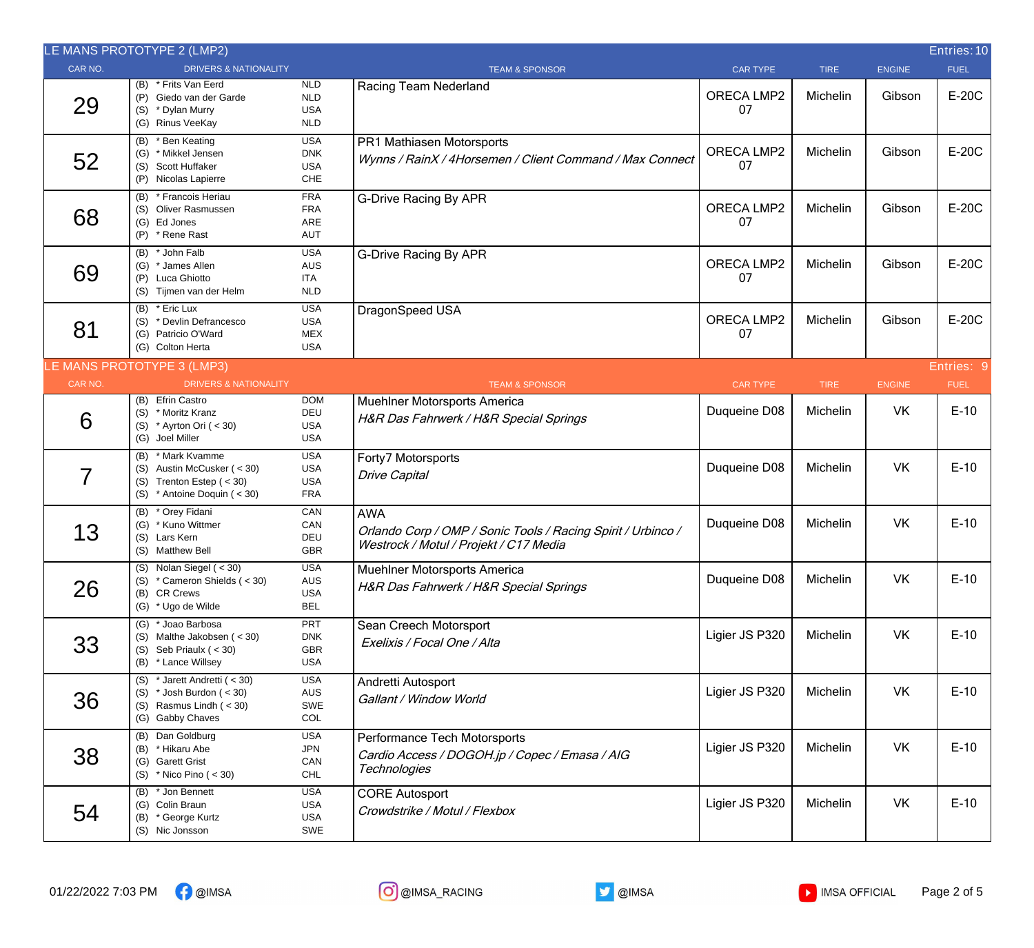## LE MANS PROTOTYPE 2 (LMP2) — Entries: 10

| CAR NO. | DRIVERS & NATIONALITY | TEAM & SPONSOR | CAR TYPE | TIRE | ENGINE | FUEL |
|---|---|---|---|---|---|---|
| 29 | (B) * Frits Van Eerd NLD<br>(P) Giedo van der Garde NLD<br>(S) * Dylan Murry USA<br>(G) Rinus VeeKay NLD | Racing Team Nederland | ORECA LMP2 07 | Michelin | Gibson | E-20C |
| 52 | (B) * Ben Keating USA<br>(G) * Mikkel Jensen DNK<br>(S) Scott Huffaker USA<br>(P) Nicolas Lapierre CHE | PR1 Mathiasen Motorsports<br>*Wynns / RainX / 4Horsemen / Client Command / Max Connect* | ORECA LMP2 07 | Michelin | Gibson | E-20C |
| 68 | (B) * Francois Heriau FRA<br>(S) Oliver Rasmussen FRA<br>(G) Ed Jones ARE<br>(P) * Rene Rast AUT | G-Drive Racing By APR | ORECA LMP2 07 | Michelin | Gibson | E-20C |
| 69 | (B) * John Falb USA<br>(G) * James Allen AUS<br>(P) Luca Ghiotto ITA<br>(S) Tijmen van der Helm NLD | G-Drive Racing By APR | ORECA LMP2 07 | Michelin | Gibson | E-20C |
| 81 | (B) * Eric Lux USA<br>(S) * Devlin Defrancesco USA<br>(G) Patricio O'Ward MEX<br>(G) Colton Herta USA | DragonSpeed USA | ORECA LMP2 07 | Michelin | Gibson | E-20C |

## LE MANS PROTOTYPE 3 (LMP3) — Entries: 9

| CAR NO. | DRIVERS & NATIONALITY | TEAM & SPONSOR | CAR TYPE | TIRE | ENGINE | FUEL |
|---|---|---|---|---|---|---|
| 6 | (B) Efrin Castro DOM<br>(S) * Moritz Kranz DEU<br>(S) * Ayrton Ori ( < 30) USA<br>(G) Joel Miller USA | Muehlner Motorsports America<br>*H&R Das Fahrwerk / H&R Special Springs* | Duqueine D08 | Michelin | VK | E-10 |
| 7 | (B) * Mark Kvamme USA<br>(S) Austin McCusker ( < 30) USA<br>(S) Trenton Estep ( < 30) USA<br>(S) * Antoine Doquin ( < 30) FRA | Forty7 Motorsports<br>*Drive Capital* | Duqueine D08 | Michelin | VK | E-10 |
| 13 | (B) * Orey Fidani CAN<br>(G) * Kuno Wittmer CAN<br>(S) Lars Kern DEU<br>(S) Matthew Bell GBR | AWA<br>*Orlando Corp / OMP / Sonic Tools / Racing Spirit / Urbinco / Westrock / Motul / Projekt / C17 Media* | Duqueine D08 | Michelin | VK | E-10 |
| 26 | (S) Nolan Siegel ( < 30) USA<br>(S) * Cameron Shields ( < 30) AUS<br>(B) CR Crews USA<br>(G) * Ugo de Wilde BEL | Muehlner Motorsports America<br>*H&R Das Fahrwerk / H&R Special Springs* | Duqueine D08 | Michelin | VK | E-10 |
| 33 | (G) * Joao Barbosa PRT<br>(S) Malthe Jakobsen ( < 30) DNK<br>(S) Seb Priaulx ( < 30) GBR<br>(B) * Lance Willsey USA | Sean Creech Motorsport<br>*Exelixis / Focal One / Alta* | Ligier JS P320 | Michelin | VK | E-10 |
| 36 | (S) * Jarett Andretti ( < 30) USA<br>(S) * Josh Burdon ( < 30) AUS<br>(S) Rasmus Lindh ( < 30) SWE<br>(G) Gabby Chaves COL | Andretti Autosport<br>*Gallant / Window World* | Ligier JS P320 | Michelin | VK | E-10 |
| 38 | (B) Dan Goldburg USA<br>(B) * Hikaru Abe JPN<br>(G) Garett Grist CAN<br>(S) * Nico Pino ( < 30) CHL | Performance Tech Motorsports<br>*Cardio Access / DOGOH.jp / Copec / Emasa / AIG Technologies* | Ligier JS P320 | Michelin | VK | E-10 |
| 54 | (B) * Jon Bennett USA<br>(G) Colin Braun USA<br>(B) * George Kurtz USA<br>(S) Nic Jonsson SWE | CORE Autosport<br>*Crowdstrike / Motul / Flexbox* | Ligier JS P320 | Michelin | VK | E-10 |

01/22/2022 7:03 PM @IMSA @IMSA_RACING @IMSA IMSA OFFICIAL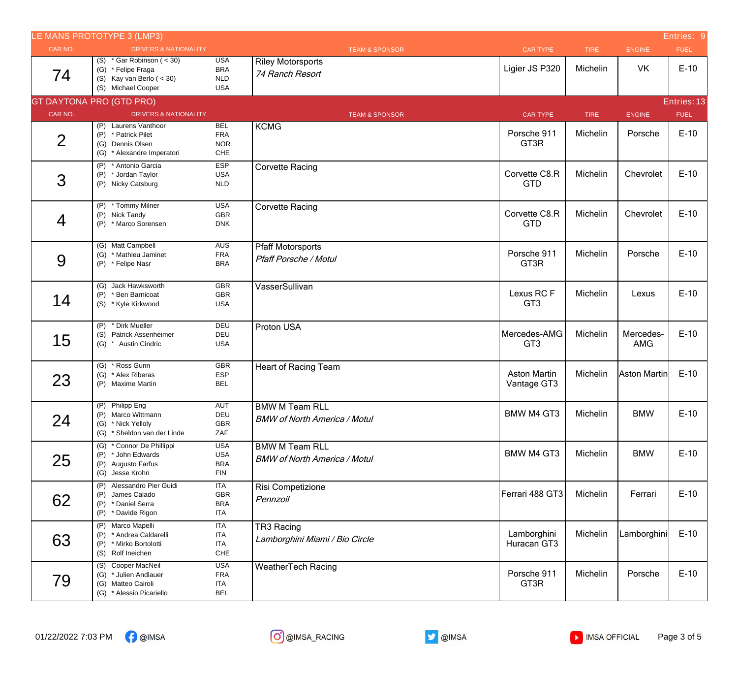## LE MANS PROTOTYPE 3 (LMP3)

Entries: 9

| CAR NO. | DRIVERS & NATIONALITY | TEAM & SPONSOR | CAR TYPE | TIRE | ENGINE | FUEL |
|---|---|---|---|---|---|---|
| 74 | (S) * Gar Robinson ( < 30) USA<br>(G) * Felipe Fraga BRA<br>(S) Kay van Berlo ( < 30) NLD<br>(S) Michael Cooper USA | Riley Motorsports<br>*74 Ranch Resort* | Ligier JS P320 | Michelin | VK | E-10 |

## GT DAYTONA PRO (GTD PRO)

Entries: 13

| CAR NO. | DRIVERS & NATIONALITY | TEAM & SPONSOR | CAR TYPE | TIRE | ENGINE | FUEL |
|---|---|---|---|---|---|---|
| 2 | (P) Laurens Vanthoor BEL<br>(P) * Patrick Pilet FRA<br>(G) Dennis Olsen NOR<br>(G) * Alexandre Imperatori CHE | KCMG | Porsche 911 GT3R | Michelin | Porsche | E-10 |
| 3 | (P) * Antonio Garcia ESP<br>(P) * Jordan Taylor USA<br>(P) Nicky Catsburg NLD | Corvette Racing | Corvette C8.R GTD | Michelin | Chevrolet | E-10 |
| 4 | (P) * Tommy Milner USA<br>(P) Nick Tandy GBR<br>(P) * Marco Sorensen DNK | Corvette Racing | Corvette C8.R GTD | Michelin | Chevrolet | E-10 |
| 9 | (G) Matt Campbell AUS<br>(G) * Mathieu Jaminet FRA<br>(P) * Felipe Nasr BRA | Pfaff Motorsports<br>*Pfaff Porsche / Motul* | Porsche 911 GT3R | Michelin | Porsche | E-10 |
| 14 | (G) Jack Hawksworth GBR<br>(P) * Ben Barnicoat GBR<br>(S) * Kyle Kirkwood USA | VasserSullivan | Lexus RC F GT3 | Michelin | Lexus | E-10 |
| 15 | (P) * Dirk Mueller DEU<br>(S) Patrick Assenheimer DEU<br>(G) * Austin Cindric USA | Proton USA | Mercedes-AMG GT3 | Michelin | Mercedes-AMG | E-10 |
| 23 | (G) * Ross Gunn GBR<br>(G) * Alex Riberas ESP<br>(P) Maxime Martin BEL | Heart of Racing Team | Aston Martin Vantage GT3 | Michelin | Aston Martin | E-10 |
| 24 | (P) Philipp Eng AUT<br>(P) Marco Wittmann DEU<br>(G) * Nick Yelloly GBR<br>(G) * Sheldon van der Linde ZAF | BMW M Team RLL<br>*BMW of North America / Motul* | BMW M4 GT3 | Michelin | BMW | E-10 |
| 25 | (G) * Connor De Phillippi USA<br>(P) * John Edwards USA<br>(P) Augusto Farfus BRA<br>(G) Jesse Krohn FIN | BMW M Team RLL<br>*BMW of North America / Motul* | BMW M4 GT3 | Michelin | BMW | E-10 |
| 62 | (P) Alessandro Pier Guidi ITA<br>(P) James Calado GBR<br>(P) * Daniel Serra BRA<br>(P) * Davide Rigon ITA | Risi Competizione<br>*Pennzoil* | Ferrari 488 GT3 | Michelin | Ferrari | E-10 |
| 63 | (P) Marco Mapelli ITA<br>(P) * Andrea Caldarelli ITA<br>(P) * Mirko Bortolotti ITA<br>(S) Rolf Ineichen CHE | TR3 Racing<br>*Lamborghini Miami / Bio Circle* | Lamborghini Huracan GT3 | Michelin | Lamborghini | E-10 |
| 79 | (S) Cooper MacNeil USA<br>(G) * Julien Andlauer FRA<br>(G) Matteo Cairoli ITA<br>(G) * Alessio Picariello BEL | WeatherTech Racing | Porsche 911 GT3R | Michelin | Porsche | E-10 |

01/22/2022 7:03 PM @IMSA @IMSA_RACING @IMSA IMSA OFFICIAL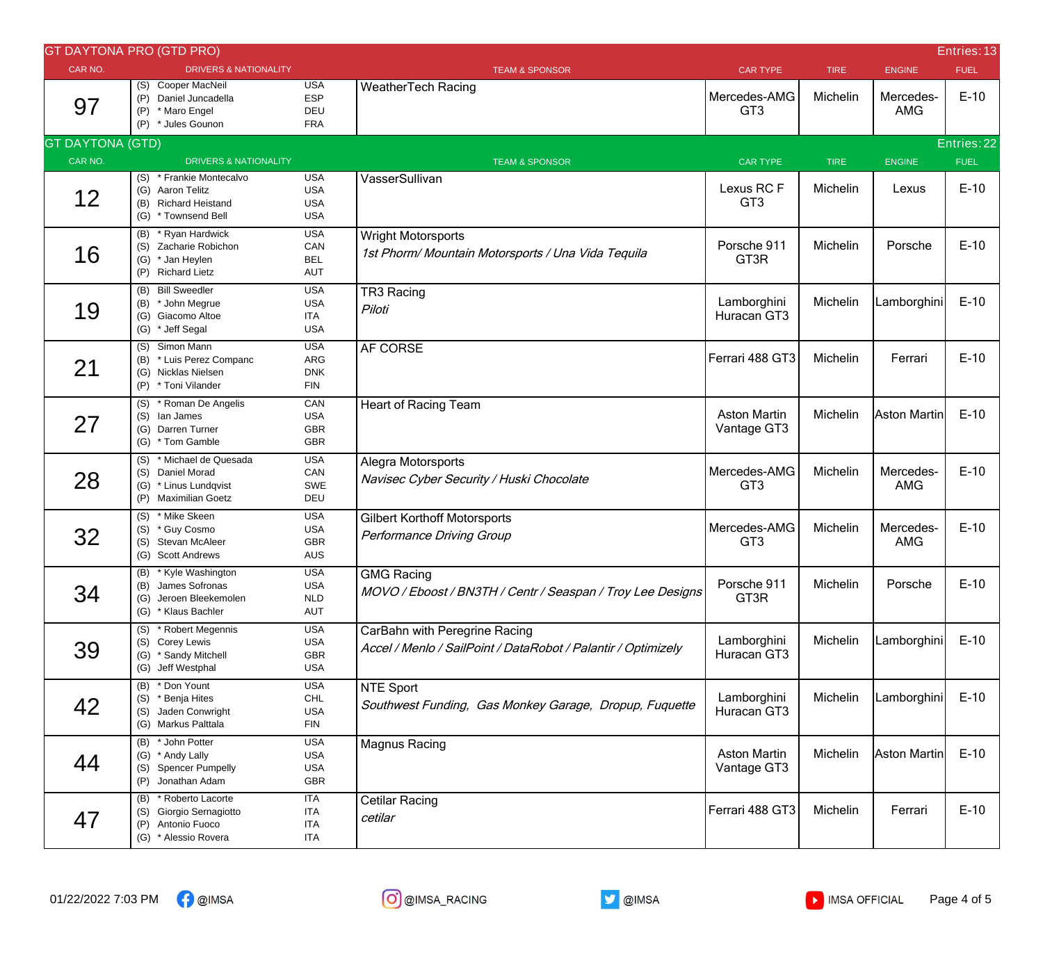## GT DAYTONA PRO (GTD PRO)

Entries: 13

| CAR NO. | DRIVERS & NATIONALITY | TEAM & SPONSOR | CAR TYPE | TIRE | ENGINE | FUEL |
|---|---|---|---|---|---|---|
| 97 | (S) Cooper MacNeil USA<br>(P) Daniel Juncadella ESP<br>(P) * Maro Engel DEU<br>(P) * Jules Gounon FRA | WeatherTech Racing | Mercedes-AMG GT3 | Michelin | Mercedes-AMG | E-10 |

## GT DAYTONA (GTD)

Entries: 22

| CAR NO. | DRIVERS & NATIONALITY | TEAM & SPONSOR | CAR TYPE | TIRE | ENGINE | FUEL |
|---|---|---|---|---|---|---|
| 12 | (S) * Frankie Montecalvo USA<br>(G) Aaron Telitz USA<br>(B) Richard Heistand USA<br>(G) * Townsend Bell USA | VasserSullivan | Lexus RC F GT3 | Michelin | Lexus | E-10 |
| 16 | (B) * Ryan Hardwick USA<br>(S) Zacharie Robichon CAN<br>(G) * Jan Heylen BEL<br>(P) Richard Lietz AUT | Wright Motorsports<br>*1st Phorm/ Mountain Motorsports / Una Vida Tequila* | Porsche 911 GT3R | Michelin | Porsche | E-10 |
| 19 | (B) Bill Sweedler USA<br>(B) * John Megrue USA<br>(G) Giacomo Altoe ITA<br>(G) * Jeff Segal USA | TR3 Racing<br>*Piloti* | Lamborghini Huracan GT3 | Michelin | Lamborghini | E-10 |
| 21 | (S) Simon Mann USA<br>(B) * Luis Perez Companc ARG<br>(G) Nicklas Nielsen DNK<br>(P) * Toni Vilander FIN | AF CORSE | Ferrari 488 GT3 | Michelin | Ferrari | E-10 |
| 27 | (S) * Roman De Angelis CAN<br>(S) Ian James USA<br>(G) Darren Turner GBR<br>(G) * Tom Gamble GBR | Heart of Racing Team | Aston Martin Vantage GT3 | Michelin | Aston Martin | E-10 |
| 28 | (S) * Michael de Quesada USA<br>(S) Daniel Morad CAN<br>(G) * Linus Lundqvist SWE<br>(P) Maximilian Goetz DEU | Alegra Motorsports<br>*Navisec Cyber Security / Huski Chocolate* | Mercedes-AMG GT3 | Michelin | Mercedes-AMG | E-10 |
| 32 | (S) * Mike Skeen USA<br>(S) * Guy Cosmo USA<br>(S) Stevan McAleer GBR<br>(G) Scott Andrews AUS | Gilbert Korthoff Motorsports<br>*Performance Driving Group* | Mercedes-AMG GT3 | Michelin | Mercedes-AMG | E-10 |
| 34 | (B) * Kyle Washington USA<br>(B) James Sofronas USA<br>(G) Jeroen Bleekemolen NLD<br>(G) * Klaus Bachler AUT | GMG Racing<br>*MOVO / Eboost / BN3TH / Centr / Seaspan / Troy Lee Designs* | Porsche 911 GT3R | Michelin | Porsche | E-10 |
| 39 | (S) * Robert Megennis USA<br>(S) Corey Lewis USA<br>(G) * Sandy Mitchell GBR<br>(G) Jeff Westphal USA | CarBahn with Peregrine Racing<br>*Accel / Menlo / SailPoint / DataRobot / Palantir / Optimizely* | Lamborghini Huracan GT3 | Michelin | Lamborghini | E-10 |
| 42 | (B) * Don Yount USA<br>(S) * Benja Hites CHL<br>(S) Jaden Conwright USA<br>(G) Markus Palttala FIN | NTE Sport<br>*Southwest Funding, Gas Monkey Garage, Dropup, Fuquette* | Lamborghini Huracan GT3 | Michelin | Lamborghini | E-10 |
| 44 | (B) * John Potter USA<br>(G) * Andy Lally USA<br>(S) Spencer Pumpelly USA<br>(P) Jonathan Adam GBR | Magnus Racing | Aston Martin Vantage GT3 | Michelin | Aston Martin | E-10 |
| 47 | (B) * Roberto Lacorte ITA<br>(S) Giorgio Sernagiotto ITA<br>(P) Antonio Fuoco ITA<br>(G) * Alessio Rovera ITA | Cetilar Racing<br>*cetilar* | Ferrari 488 GT3 | Michelin | Ferrari | E-10 |

01/22/2022 7:03 PM @IMSA @IMSA_RACING @IMSA IMSA OFFICIAL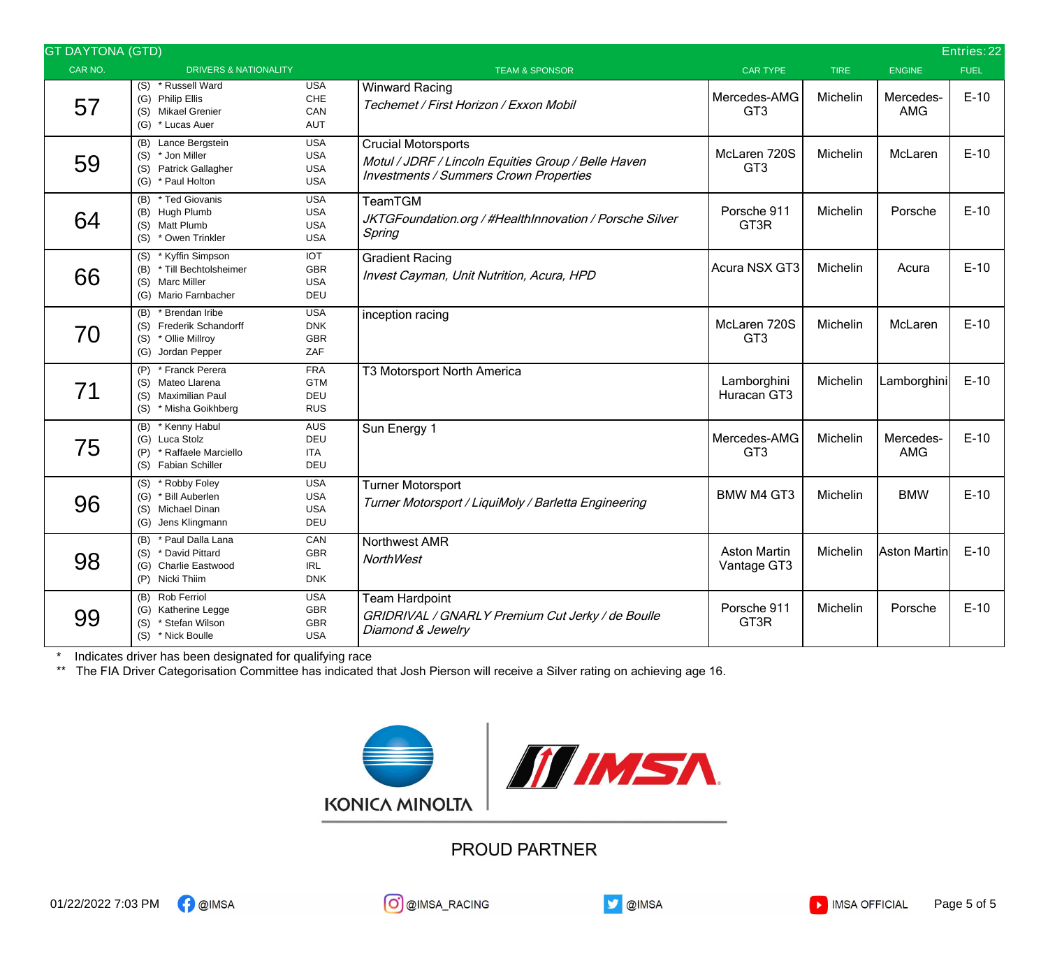## GT DAYTONA (GTD)

Entries: 22

| CAR NO. | DRIVERS & NATIONALITY | | TEAM & SPONSOR | CAR TYPE | TIRE | ENGINE | FUEL |
|---|---|---|---|---|---|---|---|
| 57 | (S) * Russell Ward<br>(G) Philip Ellis<br>(S) Mikael Grenier<br>(G) * Lucas Auer | USA<br>CHE<br>CAN<br>AUT | Winward Racing<br>*Techemet / First Horizon / Exxon Mobil* | Mercedes-AMG GT3 | Michelin | Mercedes-AMG | E-10 |
| 59 | (B) Lance Bergstein<br>(S) * Jon Miller<br>(S) Patrick Gallagher<br>(G) * Paul Holton | USA<br>USA<br>USA<br>USA | Crucial Motorsports<br>*Motul / JDRF / Lincoln Equities Group / Belle Haven Investments / Summers Crown Properties* | McLaren 720S GT3 | Michelin | McLaren | E-10 |
| 64 | (B) * Ted Giovanis<br>(B) Hugh Plumb<br>(S) Matt Plumb<br>(S) * Owen Trinkler | USA<br>USA<br>USA<br>USA | TeamTGM<br>*JKTGFoundation.org / #HealthInnovation / Porsche Silver Spring* | Porsche 911 GT3R | Michelin | Porsche | E-10 |
| 66 | (S) * Kyffin Simpson<br>(B) * Till Bechtolsheimer<br>(S) Marc Miller<br>(G) Mario Farnbacher | IOT<br>GBR<br>USA<br>DEU | Gradient Racing<br>*Invest Cayman, Unit Nutrition, Acura, HPD* | Acura NSX GT3 | Michelin | Acura | E-10 |
| 70 | (B) * Brendan Iribe<br>(S) Frederik Schandorff<br>(S) * Ollie Millroy<br>(G) Jordan Pepper | USA<br>DNK<br>GBR<br>ZAF | inception racing | McLaren 720S GT3 | Michelin | McLaren | E-10 |
| 71 | (P) * Franck Perera<br>(S) Mateo Llarena<br>(S) Maximilian Paul<br>(S) * Misha Goikhberg | FRA<br>GTM<br>DEU<br>RUS | T3 Motorsport North America | Lamborghini Huracan GT3 | Michelin | Lamborghini | E-10 |
| 75 | (B) * Kenny Habul<br>(G) Luca Stolz<br>(P) * Raffaele Marciello<br>(S) Fabian Schiller | AUS<br>DEU<br>ITA<br>DEU | Sun Energy 1 | Mercedes-AMG GT3 | Michelin | Mercedes-AMG | E-10 |
| 96 | (S) * Robby Foley<br>(G) * Bill Auberlen<br>(S) Michael Dinan<br>(G) Jens Klingmann | USA<br>USA<br>USA<br>DEU | Turner Motorsport<br>*Turner Motorsport / LiquiMoly / Barletta Engineering* | BMW M4 GT3 | Michelin | BMW | E-10 |
| 98 | (B) * Paul Dalla Lana<br>(S) * David Pittard<br>(G) Charlie Eastwood<br>(P) Nicki Thiim | CAN<br>GBR<br>IRL<br>DNK | Northwest AMR<br>*NorthWest* | Aston Martin Vantage GT3 | Michelin | Aston Martin | E-10 |
| 99 | (B) Rob Ferriol<br>(G) Katherine Legge<br>(S) * Stefan Wilson<br>(S) * Nick Boulle | USA<br>GBR<br>GBR<br>USA | Team Hardpoint<br>*GRIDRIVAL / GNARLY Premium Cut Jerky / de Boulle Diamond & Jewelry* | Porsche 911 GT3R | Michelin | Porsche | E-10 |

\* Indicates driver has been designated for qualifying race

\*\* The FIA Driver Categorisation Committee has indicated that Josh Pierson will receive a Silver rating on achieving age 16.

KONICA MINOLTA | IMSA

PROUD PARTNER

01/22/2022 7:03 PM @IMSA @IMSA_RACING @IMSA IMSA OFFICIAL